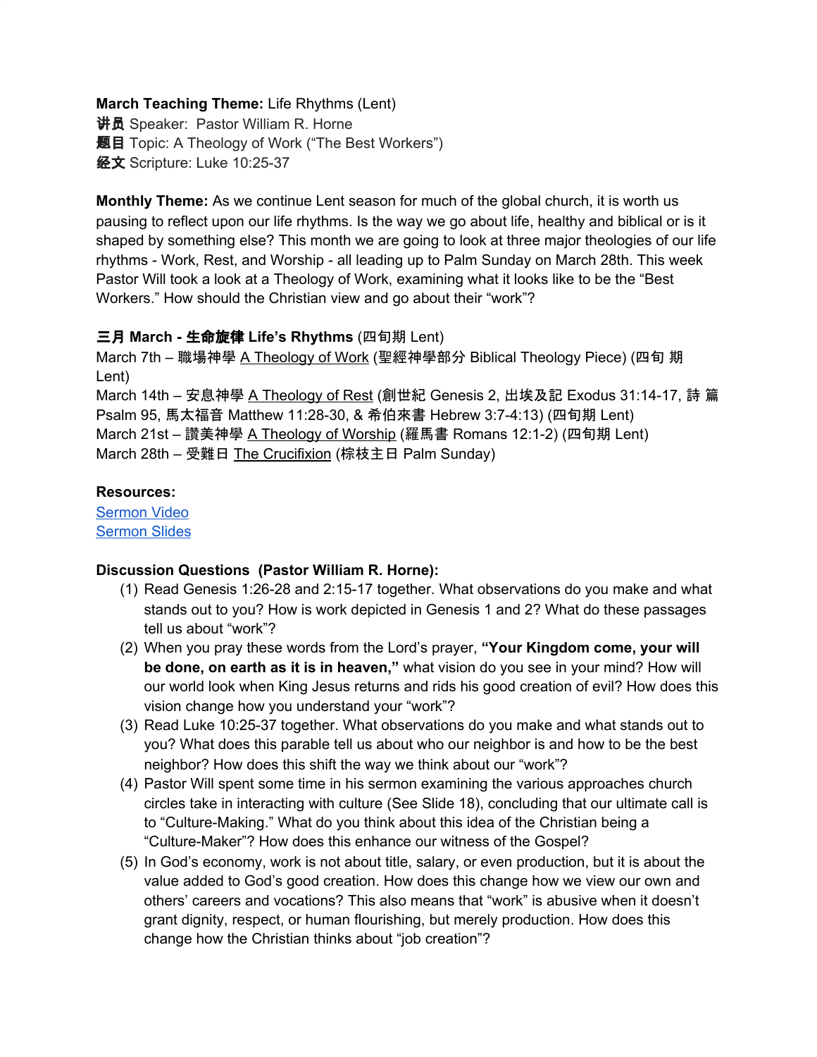**March Teaching Theme:** Life Rhythms (Lent)
**讲员** Speaker: Pastor William R. Horne
**题目** Topic: A Theology of Work ("The Best Workers")
**经文** Scripture: Luke 10:25-37

**Monthly Theme:** As we continue Lent season for much of the global church, it is worth us pausing to reflect upon our life rhythms. Is the way we go about life, healthy and biblical or is it shaped by something else? This month we are going to look at three major theologies of our life rhythms - Work, Rest, and Worship - all leading up to Palm Sunday on March 28th. This week Pastor Will took a look at a Theology of Work, examining what it looks like to be the "Best Workers." How should the Christian view and go about their "work"?

**三月 March - 生命旋律 Life's Rhythms** (四旬期 Lent)
March 7th – 職場神學 A Theology of Work (聖經神學部分 Biblical Theology Piece) (四旬 期 Lent)
March 14th – 安息神學 A Theology of Rest (創世紀 Genesis 2, 出埃及記 Exodus 31:14-17, 詩 篇 Psalm 95, 馬太福音 Matthew 11:28-30, & 希伯來書 Hebrew 3:7-4:13) (四旬期 Lent)
March 21st – 讚美神學 A Theology of Worship (羅馬書 Romans 12:1-2) (四旬期 Lent)
March 28th – 受難日 The Crucifixion (棕枝主日 Palm Sunday)

**Resources:**
Sermon Video
Sermon Slides

**Discussion Questions (Pastor William R. Horne):**

(1) Read Genesis 1:26-28 and 2:15-17 together. What observations do you make and what stands out to you? How is work depicted in Genesis 1 and 2? What do these passages tell us about "work"?

(2) When you pray these words from the Lord's prayer, **"Your Kingdom come, your will be done, on earth as it is in heaven,"** what vision do you see in your mind? How will our world look when King Jesus returns and rids his good creation of evil? How does this vision change how you understand your "work"?

(3) Read Luke 10:25-37 together. What observations do you make and what stands out to you? What does this parable tell us about who our neighbor is and how to be the best neighbor? How does this shift the way we think about our "work"?

(4) Pastor Will spent some time in his sermon examining the various approaches church circles take in interacting with culture (See Slide 18), concluding that our ultimate call is to "Culture-Making." What do you think about this idea of the Christian being a "Culture-Maker"? How does this enhance our witness of the Gospel?

(5) In God's economy, work is not about title, salary, or even production, but it is about the value added to God's good creation. How does this change how we view our own and others' careers and vocations? This also means that "work" is abusive when it doesn't grant dignity, respect, or human flourishing, but merely production. How does this change how the Christian thinks about "job creation"?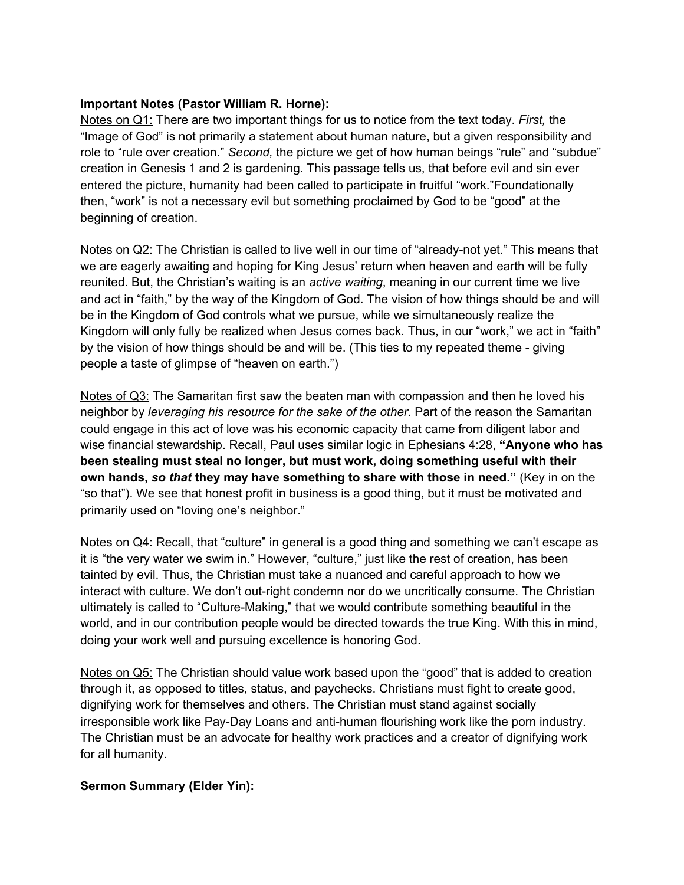**Important Notes (Pastor William R. Horne):**

Notes on Q1: There are two important things for us to notice from the text today. *First,* the "Image of God" is not primarily a statement about human nature, but a given responsibility and role to "rule over creation." *Second,* the picture we get of how human beings "rule" and "subdue" creation in Genesis 1 and 2 is gardening. This passage tells us, that before evil and sin ever entered the picture, humanity had been called to participate in fruitful "work."Foundationally then, "work" is not a necessary evil but something proclaimed by God to be "good" at the beginning of creation.

Notes on Q2: The Christian is called to live well in our time of "already-not yet." This means that we are eagerly awaiting and hoping for King Jesus' return when heaven and earth will be fully reunited. But, the Christian's waiting is an *active waiting*, meaning in our current time we live and act in "faith," by the way of the Kingdom of God. The vision of how things should be and will be in the Kingdom of God controls what we pursue, while we simultaneously realize the Kingdom will only fully be realized when Jesus comes back. Thus, in our "work," we act in "faith" by the vision of how things should be and will be. (This ties to my repeated theme - giving people a taste of glimpse of "heaven on earth.")

Notes of Q3: The Samaritan first saw the beaten man with compassion and then he loved his neighbor by *leveraging his resource for the sake of the other*. Part of the reason the Samaritan could engage in this act of love was his economic capacity that came from diligent labor and wise financial stewardship. Recall, Paul uses similar logic in Ephesians 4:28, **"Anyone who has been stealing must steal no longer, but must work, doing something useful with their own hands, *so that* they may have something to share with those in need."** (Key in on the "so that"). We see that honest profit in business is a good thing, but it must be motivated and primarily used on "loving one's neighbor."

Notes on Q4: Recall, that "culture" in general is a good thing and something we can't escape as it is "the very water we swim in." However, "culture," just like the rest of creation, has been tainted by evil. Thus, the Christian must take a nuanced and careful approach to how we interact with culture. We don't out-right condemn nor do we uncritically consume. The Christian ultimately is called to "Culture-Making," that we would contribute something beautiful in the world, and in our contribution people would be directed towards the true King. With this in mind, doing your work well and pursuing excellence is honoring God.

Notes on Q5: The Christian should value work based upon the "good" that is added to creation through it, as opposed to titles, status, and paychecks. Christians must fight to create good, dignifying work for themselves and others. The Christian must stand against socially irresponsible work like Pay-Day Loans and anti-human flourishing work like the porn industry. The Christian must be an advocate for healthy work practices and a creator of dignifying work for all humanity.

**Sermon Summary (Elder Yin):**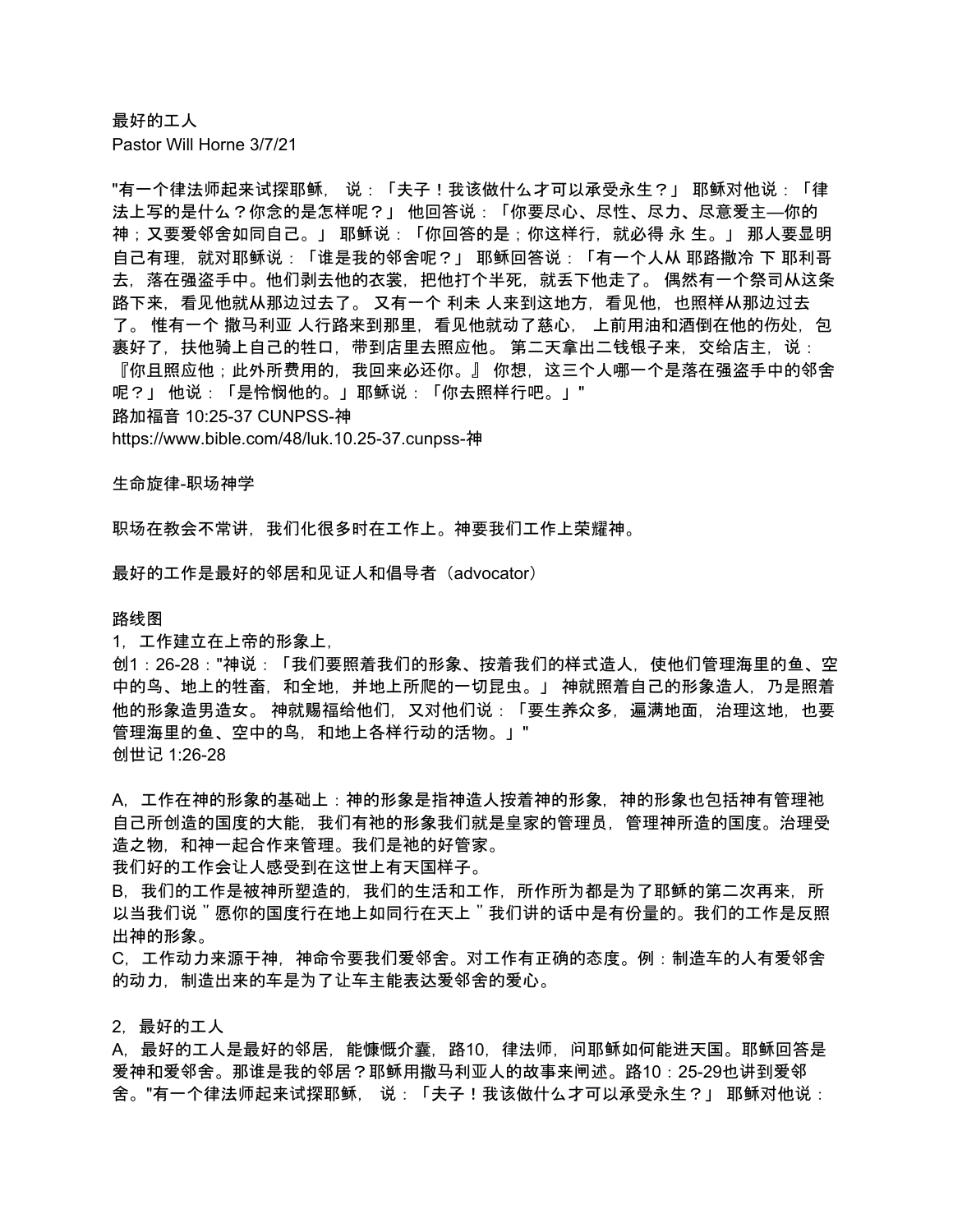最好的工人
Pastor Will Horne 3/7/21

"有一个律法师起来试探耶稣， 说：「夫子！我该做什么才可以承受永生？」 耶稣对他说：「律法上写的是什么？你念的是怎样呢？」 他回答说：「你要尽心、尽性、尽力、尽意爱主—你的神；又要爱邻舍如同自己。」 耶稣说：「你回答的是；你这样行，就必得 永 生。」 那人要显明自己有理，就对耶稣说：「谁是我的邻舍呢？」 耶稣回答说：「有一个人从 耶路撒冷 下 耶利哥 去，落在强盗手中。他们剥去他的衣裳，把他打个半死，就丢下他走了。 偶然有一个祭司从这条路下来，看见他就从那边过去了。 又有一个 利未 人来到这地方，看见他，也照样从那边过去了。 惟有一个 撒马利亚 人行路来到那里，看见他就动了慈心， 上前用油和酒倒在他的伤处，包裹好了，扶他骑上自己的牲口，带到店里去照应他。 第二天拿出二钱银子来，交给店主，说：『你且照应他；此外所费用的，我回来必还你。』 你想，这三个人哪一个是落在强盗手中的邻舍呢？」 他说：「是怜悯他的。」耶稣说：「你去照样行吧。」"
路加福音 10:25-37 CUNPSS-神
https://www.bible.com/48/luk.10.25-37.cunpss-神

生命旋律-职场神学

职场在教会不常讲，我们化很多时在工作上。神要我们工作上荣耀神。

最好的工作是最好的邻居和见证人和倡导者（advocator）

路线图
1，工作建立在上帝的形象上，
创1：26-28："神说：「我们要照着我们的形象、按着我们的样式造人，使他们管理海里的鱼、空中的鸟、地上的牲畜，和全地，并地上所爬的一切昆虫。」 神就照着自己的形象造人，乃是照着他的形象造男造女。 神就赐福给他们，又对他们说：「要生养众多，遍满地面，治理这地，也要管理海里的鱼、空中的鸟，和地上各样行动的活物。」"
创世记 1:26-28

A，工作在神的形象的基础上：神的形象是指神造人按着神的形象，神的形象也包括神有管理祂自己所创造的国度的大能，我们有祂的形象我们就是皇家的管理员，管理神所造的国度。治理受造之物，和神一起合作来管理。我们是祂的好管家。
我们好的工作会让人感受到在这世上有天国样子。
B，我们的工作是被神所塑造的，我们的生活和工作，所作所为都是为了耶稣的第二次再来，所以当我们说〞愿你的国度行在地上如同行在天上〞我们讲的话中是有份量的。我们的工作是反照出神的形象。
C，工作动力来源于神，神命令要我们爱邻舍。对工作有正确的态度。例：制造车的人有爱邻舍的动力，制造出来的车是为了让车主能表达爱邻舍的爱心。

2，最好的工人
A，最好的工人是最好的邻居，能慷慨介囊，路10，律法师，问耶稣如何能进天国。耶稣回答是爱神和爱邻舍。那谁是我的邻居？耶稣用撒马利亚人的故事来阐述。路10：25-29也讲到爱邻舍。"有一个律法师起来试探耶稣， 说：「夫子！我该做什么才可以承受永生？」 耶稣对他说：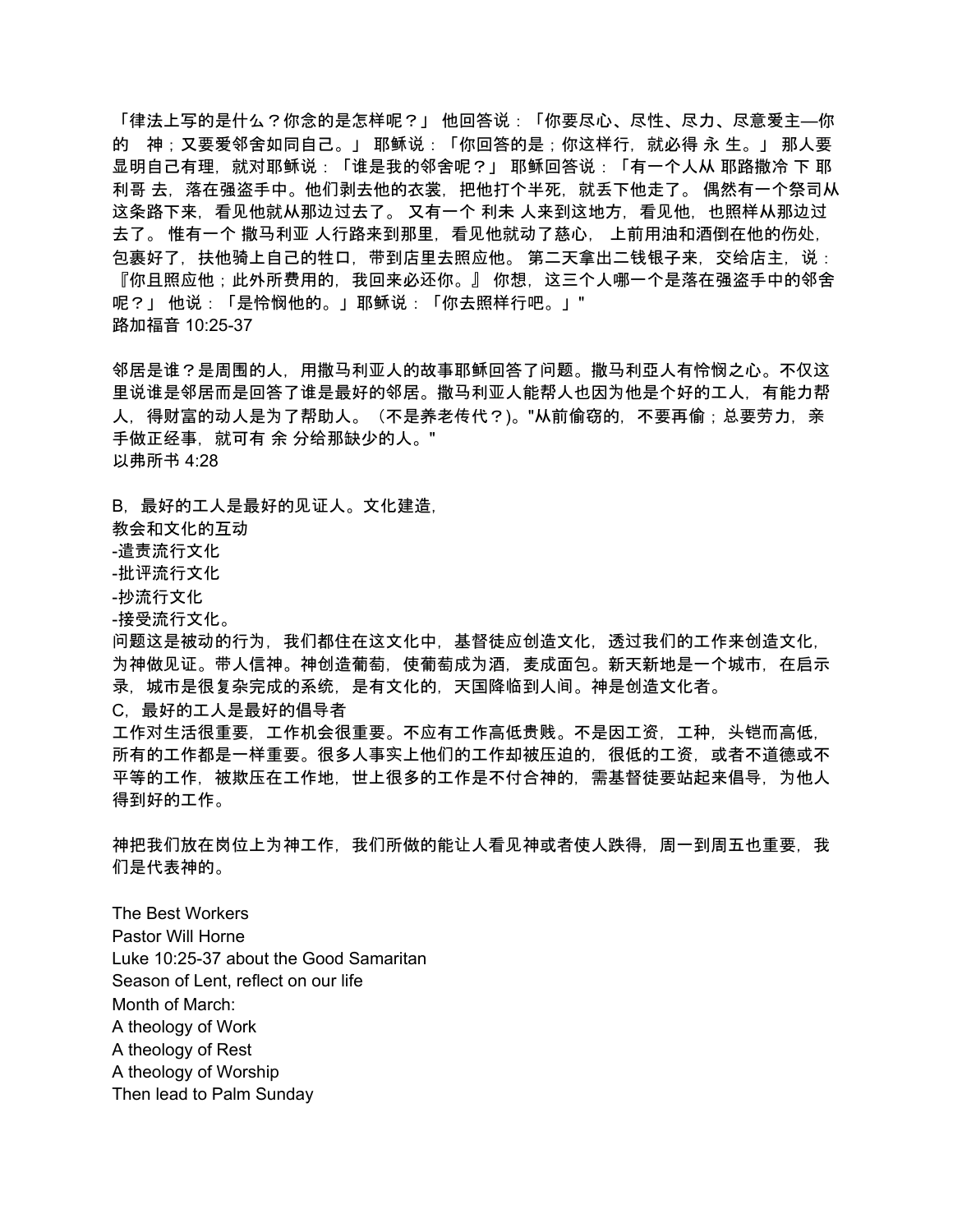「律法上写的是什么？你念的是怎样呢？」 他回答说：「你要尽心、尽性、尽力、尽意爱主—你的　神；又要爱邻舍如同自己。」 耶稣说：「你回答的是；你这样行，就必得 永 生。」 那人要显明自己有理，就对耶稣说：「谁是我的邻舍呢？」 耶稣回答说：「有一个人从 耶路撒冷 下 耶利哥 去，落在强盗手中。他们剥去他的衣裳，把他打个半死，就丢下他走了。 偶然有一个祭司从这条路下来，看见他就从那边过去了。 又有一个 利未 人来到这地方，看见他，也照样从那边过去了。 惟有一个 撒马利亚 人行路来到那里，看见他就动了慈心， 上前用油和酒倒在他的伤处，包裹好了，扶他骑上自己的牲口，带到店里去照应他。 第二天拿出二钱银子来，交给店主，说：『你且照应他；此外所费用的，我回来必还你。』 你想，这三个人哪一个是落在强盗手中的邻舍呢？」 他说：「是怜悯他的。」耶稣说：「你去照样行吧。」"
路加福音 10:25-37

邻居是谁？是周围的人，用撒马利亚人的故事耶稣回答了问题。撒马利亞人有怜悯之心。不仅这里说谁是邻居而是回答了谁是最好的邻居。撒马利亚人能帮人也因为他是个好的工人，有能力帮人，得财富的动人是为了帮助人。（不是养老传代？)。"从前偷窃的，不要再偷；总要劳力，亲手做正经事，就可有 余 分给那缺少的人。"
以弗所书 4:28

B，最好的工人是最好的见证人。文化建造，
教会和文化的互动
-遣责流行文化
-批评流行文化
-抄流行文化
-接受流行文化。
问题这是被动的行为，我们都住在这文化中，基督徒应创造文化，透过我们的工作来创造文化，为神做见证。带人信神。神创造葡萄，使葡萄成为酒，麦成面包。新天新地是一个城市，在启示录，城市是很复杂完成的系统，是有文化的，天国降临到人间。神是创造文化者。
C，最好的工人是最好的倡导者
工作对生活很重要，工作机会很重要。不应有工作高低贵贱。不是因工资，工种，头铠而高低，所有的工作都是一样重要。很多人事实上他们的工作却被压迫的，很低的工资，或者不道德或不平等的工作，被欺压在工作地，世上很多的工作是不付合神的，需基督徒要站起来倡导，为他人得到好的工作。

神把我们放在岗位上为神工作，我们所做的能让人看见神或者使人跌得，周一到周五也重要，我们是代表神的。

The Best Workers
Pastor Will Horne
Luke 10:25-37 about the Good Samaritan
Season of Lent, reflect on our life
Month of March:
A theology of Work
A theology of Rest
A theology of Worship
Then lead to Palm Sunday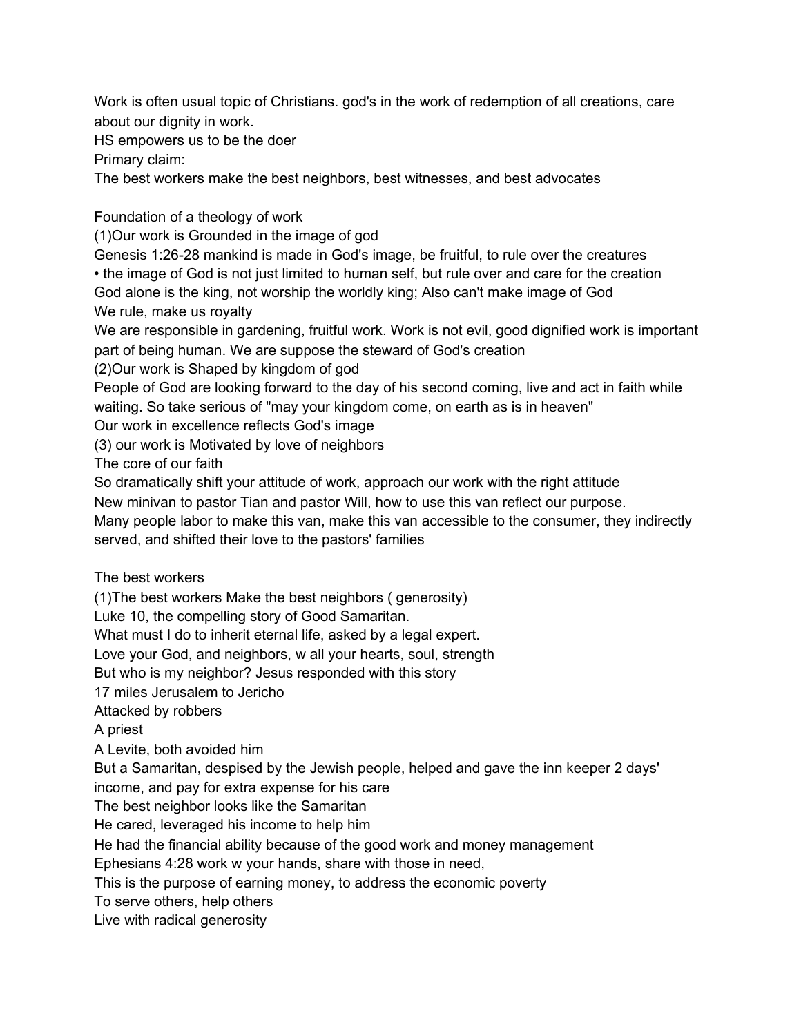Work is often usual topic of Christians. god's in the work of redemption of all creations, care about our dignity in work.

HS empowers us to be the doer

Primary claim:

The best workers make the best neighbors, best witnesses, and best advocates

Foundation of a theology of work

(1)Our work is Grounded in the image of god

Genesis 1:26-28 mankind is made in God's image, be fruitful, to rule over the creatures

- the image of God is not just limited to human self, but rule over and care for the creation

God alone is the king, not worship the worldly king; Also can't make image of God

We rule, make us royalty

We are responsible in gardening, fruitful work. Work is not evil, good dignified work is important part of being human. We are suppose the steward of God's creation

(2)Our work is Shaped by kingdom of god

People of God are looking forward to the day of his second coming, live and act in faith while waiting. So take serious of "may your kingdom come, on earth as is in heaven"

Our work in excellence reflects God's image

(3) our work is Motivated by love of neighbors

The core of our faith

So dramatically shift your attitude of work, approach our work with the right attitude

New minivan to pastor Tian and pastor Will, how to use this van reflect our purpose.

Many people labor to make this van, make this van accessible to the consumer, they indirectly served, and shifted their love to the pastors' families

The best workers

(1)The best workers Make the best neighbors ( generosity)

Luke 10, the compelling story of Good Samaritan.

What must I do to inherit eternal life, asked by a legal expert.

Love your God, and neighbors, w all your hearts, soul, strength

But who is my neighbor? Jesus responded with this story

17 miles Jerusalem to Jericho

Attacked by robbers

A priest

A Levite, both avoided him

But a Samaritan, despised by the Jewish people, helped and gave the inn keeper 2 days' income, and pay for extra expense for his care

The best neighbor looks like the Samaritan

He cared, leveraged his income to help him

He had the financial ability because of the good work and money management

Ephesians 4:28 work w your hands, share with those in need,

This is the purpose of earning money, to address the economic poverty

To serve others, help others

Live with radical generosity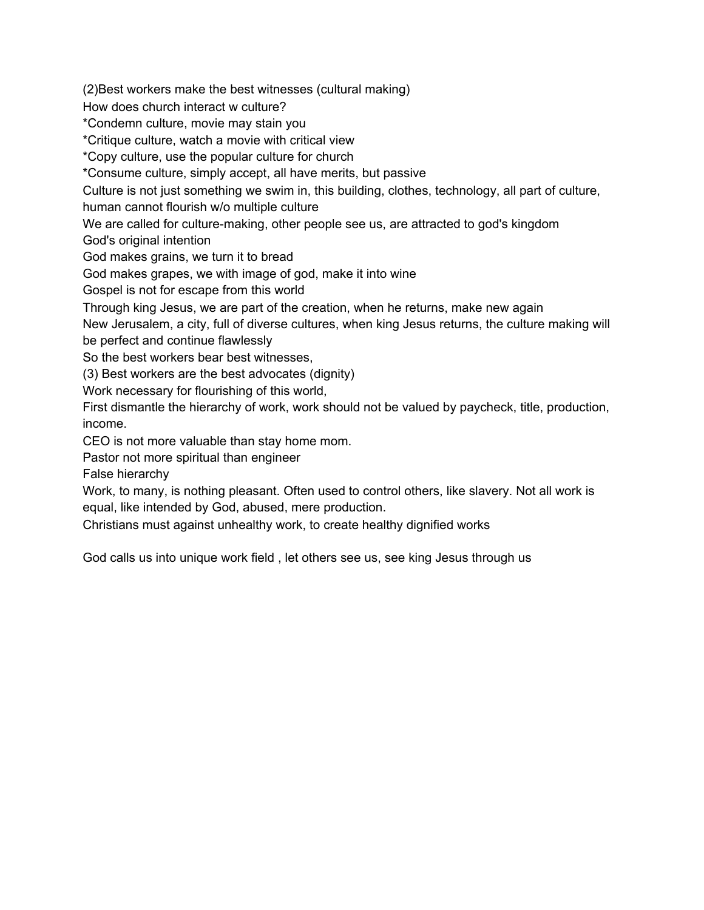(2)Best workers make the best witnesses (cultural making)

How does church interact w culture?

*Condemn culture, movie may stain you

*Critique culture, watch a movie with critical view

*Copy culture, use the popular culture for church

*Consume culture, simply accept, all have merits, but passive

Culture is not just something we swim in, this building, clothes, technology, all part of culture, human cannot flourish w/o multiple culture

We are called for culture-making, other people see us, are attracted to god's kingdom

God's original intention

God makes grains, we turn it to bread

God makes grapes, we with image of god, make it into wine

Gospel is not for escape from this world

Through king Jesus, we are part of the creation, when he returns, make new again

New Jerusalem, a city, full of diverse cultures, when king Jesus returns, the culture making will be perfect and continue flawlessly

So the best workers bear best witnesses,

(3) Best workers are the best advocates (dignity)

Work necessary for flourishing of this world,

First dismantle the hierarchy of work, work should not be valued by paycheck, title, production, income.

CEO is not more valuable than stay home mom.

Pastor not more spiritual than engineer

False hierarchy

Work, to many, is nothing pleasant. Often used to control others, like slavery. Not all work is equal, like intended by God, abused, mere production.

Christians must against unhealthy work, to create healthy dignified works

God calls us into unique work field , let others see us, see king Jesus through us